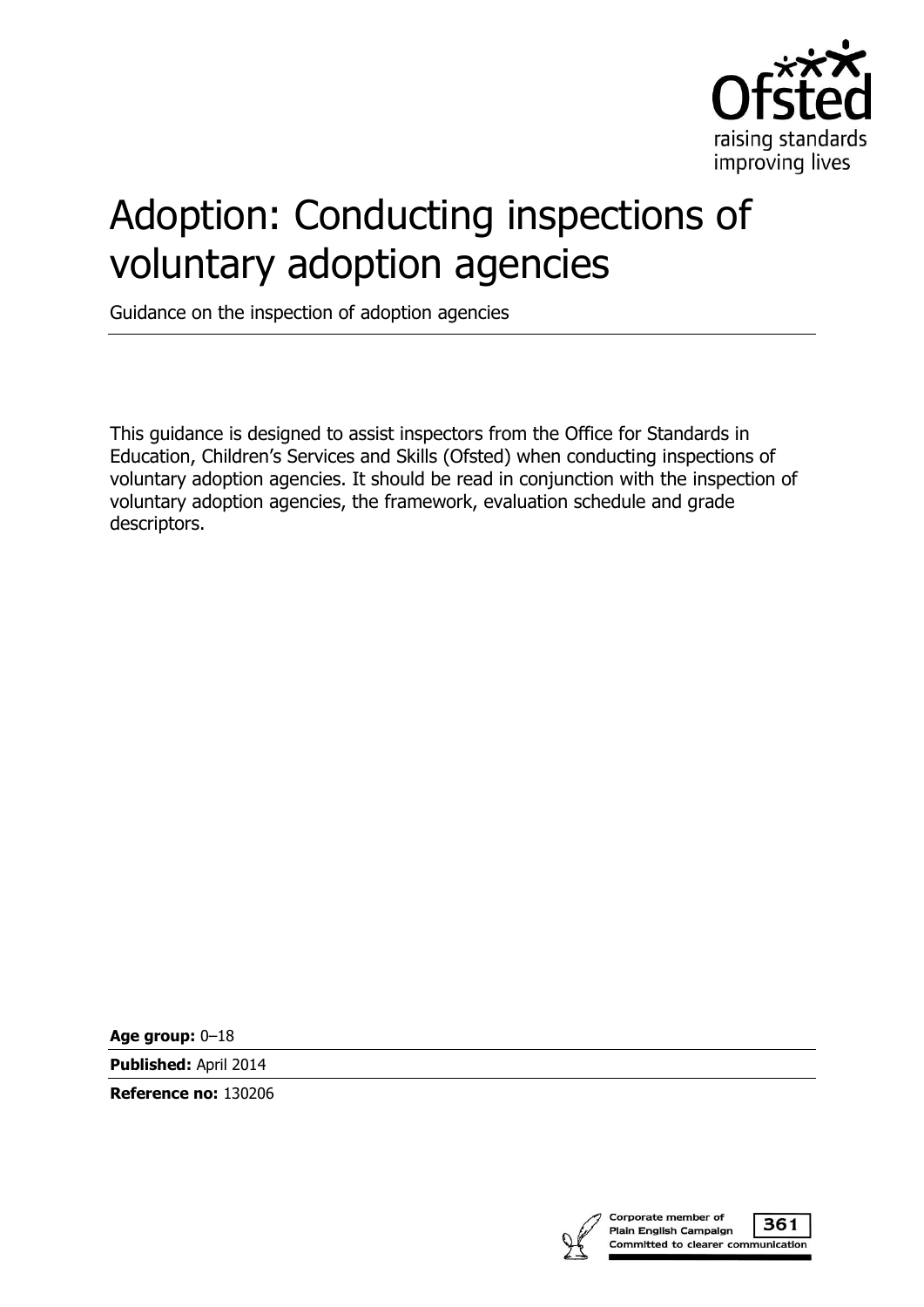Ofsted
raising standards
improving lives

# Adoption: Conducting inspections of voluntary adoption agencies

Guidance on the inspection of adoption agencies

This guidance is designed to assist inspectors from the Office for Standards in Education, Children's Services and Skills (Ofsted) when conducting inspections of voluntary adoption agencies. It should be read in conjunction with the inspection of voluntary adoption agencies, the framework, evaluation schedule and grade descriptors.

**Age group:** 0–18

**Published:** April 2014

**Reference no:** 130206

Corporate member of Plain English Campaign
Committed to clearer communication
361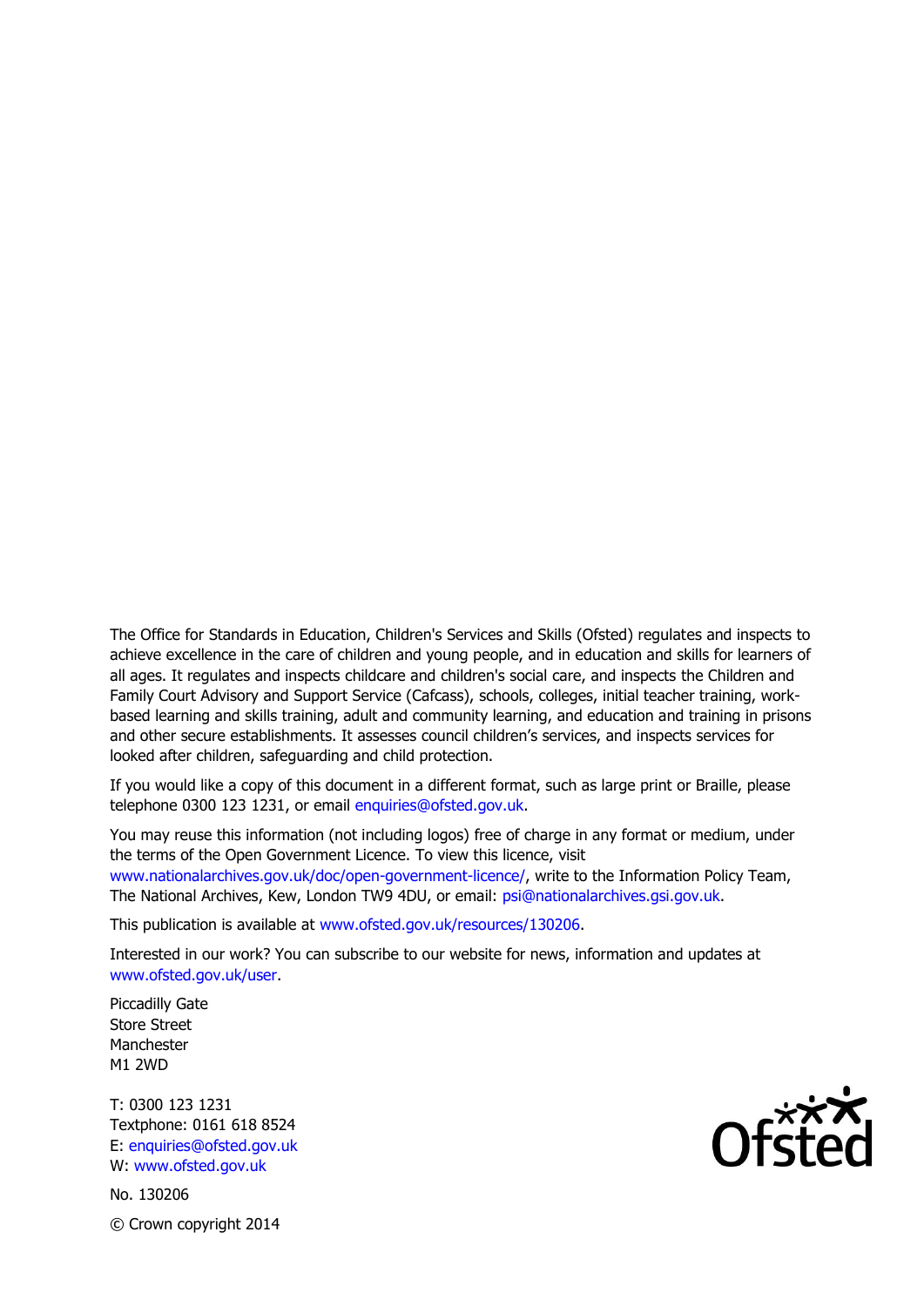The Office for Standards in Education, Children's Services and Skills (Ofsted) regulates and inspects to achieve excellence in the care of children and young people, and in education and skills for learners of all ages. It regulates and inspects childcare and children's social care, and inspects the Children and Family Court Advisory and Support Service (Cafcass), schools, colleges, initial teacher training, work-based learning and skills training, adult and community learning, and education and training in prisons and other secure establishments. It assesses council children's services, and inspects services for looked after children, safeguarding and child protection.

If you would like a copy of this document in a different format, such as large print or Braille, please telephone 0300 123 1231, or email enquiries@ofsted.gov.uk.

You may reuse this information (not including logos) free of charge in any format or medium, under the terms of the Open Government Licence. To view this licence, visit www.nationalarchives.gov.uk/doc/open-government-licence/, write to the Information Policy Team, The National Archives, Kew, London TW9 4DU, or email: psi@nationalarchives.gsi.gov.uk.

This publication is available at www.ofsted.gov.uk/resources/130206.

Interested in our work? You can subscribe to our website for news, information and updates at www.ofsted.gov.uk/user.

Piccadilly Gate
Store Street
Manchester
M1 2WD

T: 0300 123 1231
Textphone: 0161 618 8524
E: enquiries@ofsted.gov.uk
W: www.ofsted.gov.uk

No. 130206

© Crown copyright 2014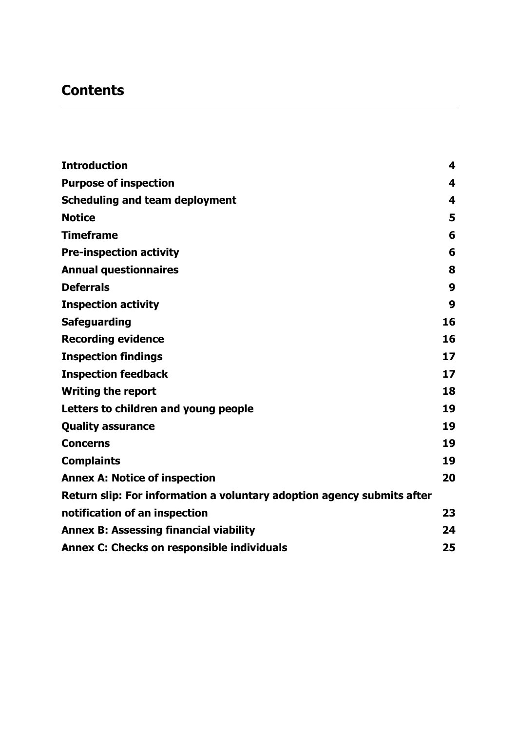# Contents

| | |
|---|---|
| **Introduction** | **4** |
| **Purpose of inspection** | **4** |
| **Scheduling and team deployment** | **4** |
| **Notice** | **5** |
| **Timeframe** | **6** |
| **Pre-inspection activity** | **6** |
| **Annual questionnaires** | **8** |
| **Deferrals** | **9** |
| **Inspection activity** | **9** |
| **Safeguarding** | **16** |
| **Recording evidence** | **16** |
| **Inspection findings** | **17** |
| **Inspection feedback** | **17** |
| **Writing the report** | **18** |
| **Letters to children and young people** | **19** |
| **Quality assurance** | **19** |
| **Concerns** | **19** |
| **Complaints** | **19** |
| **Annex A: Notice of inspection** | **20** |
| **Return slip: For information a voluntary adoption agency submits after notification of an inspection** | **23** |
| **Annex B: Assessing financial viability** | **24** |
| **Annex C: Checks on responsible individuals** | **25** |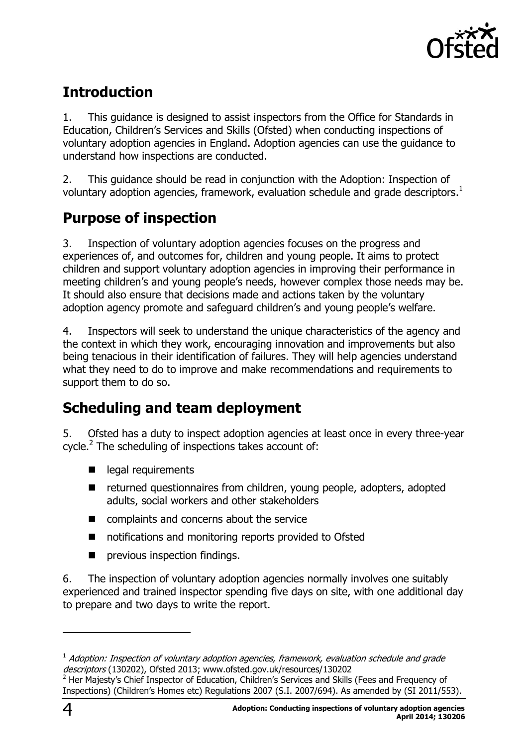## Introduction

1. This guidance is designed to assist inspectors from the Office for Standards in Education, Children's Services and Skills (Ofsted) when conducting inspections of voluntary adoption agencies in England. Adoption agencies can use the guidance to understand how inspections are conducted.

2. This guidance should be read in conjunction with the Adoption: Inspection of voluntary adoption agencies, framework, evaluation schedule and grade descriptors.[1]

## Purpose of inspection

3. Inspection of voluntary adoption agencies focuses on the progress and experiences of, and outcomes for, children and young people. It aims to protect children and support voluntary adoption agencies in improving their performance in meeting children's and young people's needs, however complex those needs may be. It should also ensure that decisions made and actions taken by the voluntary adoption agency promote and safeguard children's and young people's welfare.

4. Inspectors will seek to understand the unique characteristics of the agency and the context in which they work, encouraging innovation and improvements but also being tenacious in their identification of failures. They will help agencies understand what they need to do to improve and make recommendations and requirements to support them to do so.

## Scheduling and team deployment

5. Ofsted has a duty to inspect adoption agencies at least once in every three-year cycle.[2] The scheduling of inspections takes account of:

- legal requirements
- returned questionnaires from children, young people, adopters, adopted adults, social workers and other stakeholders
- complaints and concerns about the service
- notifications and monitoring reports provided to Ofsted
- previous inspection findings.

6. The inspection of voluntary adoption agencies normally involves one suitably experienced and trained inspector spending five days on site, with one additional day to prepare and two days to write the report.

---

[1] *Adoption: Inspection of voluntary adoption agencies, framework, evaluation schedule and grade descriptors* (130202), Ofsted 2013; www.ofsted.gov.uk/resources/130202

[2] Her Majesty's Chief Inspector of Education, Children's Services and Skills (Fees and Frequency of Inspections) (Children's Homes etc) Regulations 2007 (S.I. 2007/694). As amended by (SI 2011/553).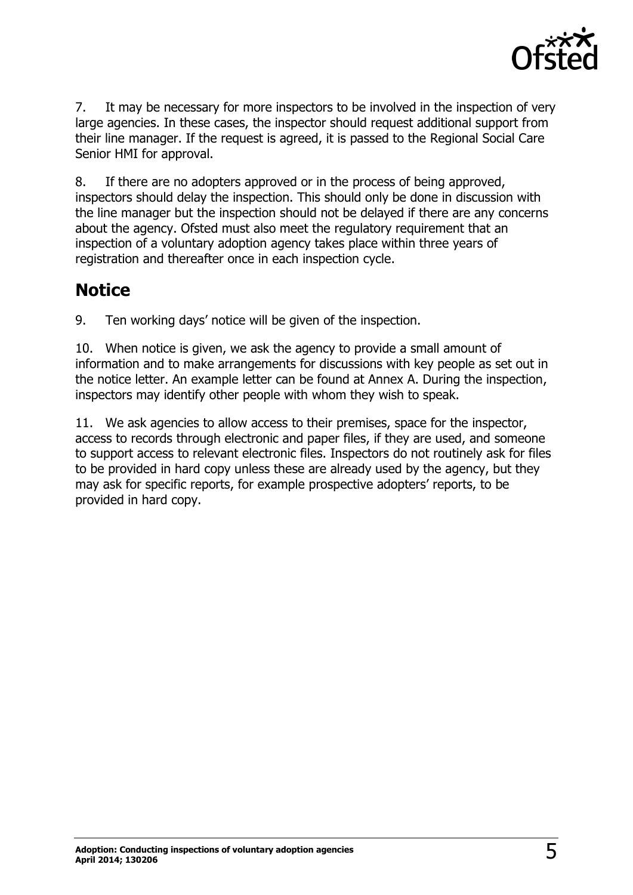7. It may be necessary for more inspectors to be involved in the inspection of very large agencies. In these cases, the inspector should request additional support from their line manager. If the request is agreed, it is passed to the Regional Social Care Senior HMI for approval.

8. If there are no adopters approved or in the process of being approved, inspectors should delay the inspection. This should only be done in discussion with the line manager but the inspection should not be delayed if there are any concerns about the agency. Ofsted must also meet the regulatory requirement that an inspection of a voluntary adoption agency takes place within three years of registration and thereafter once in each inspection cycle.

## Notice

9. Ten working days' notice will be given of the inspection.

10. When notice is given, we ask the agency to provide a small amount of information and to make arrangements for discussions with key people as set out in the notice letter. An example letter can be found at Annex A. During the inspection, inspectors may identify other people with whom they wish to speak.

11. We ask agencies to allow access to their premises, space for the inspector, access to records through electronic and paper files, if they are used, and someone to support access to relevant electronic files. Inspectors do not routinely ask for files to be provided in hard copy unless these are already used by the agency, but they may ask for specific reports, for example prospective adopters' reports, to be provided in hard copy.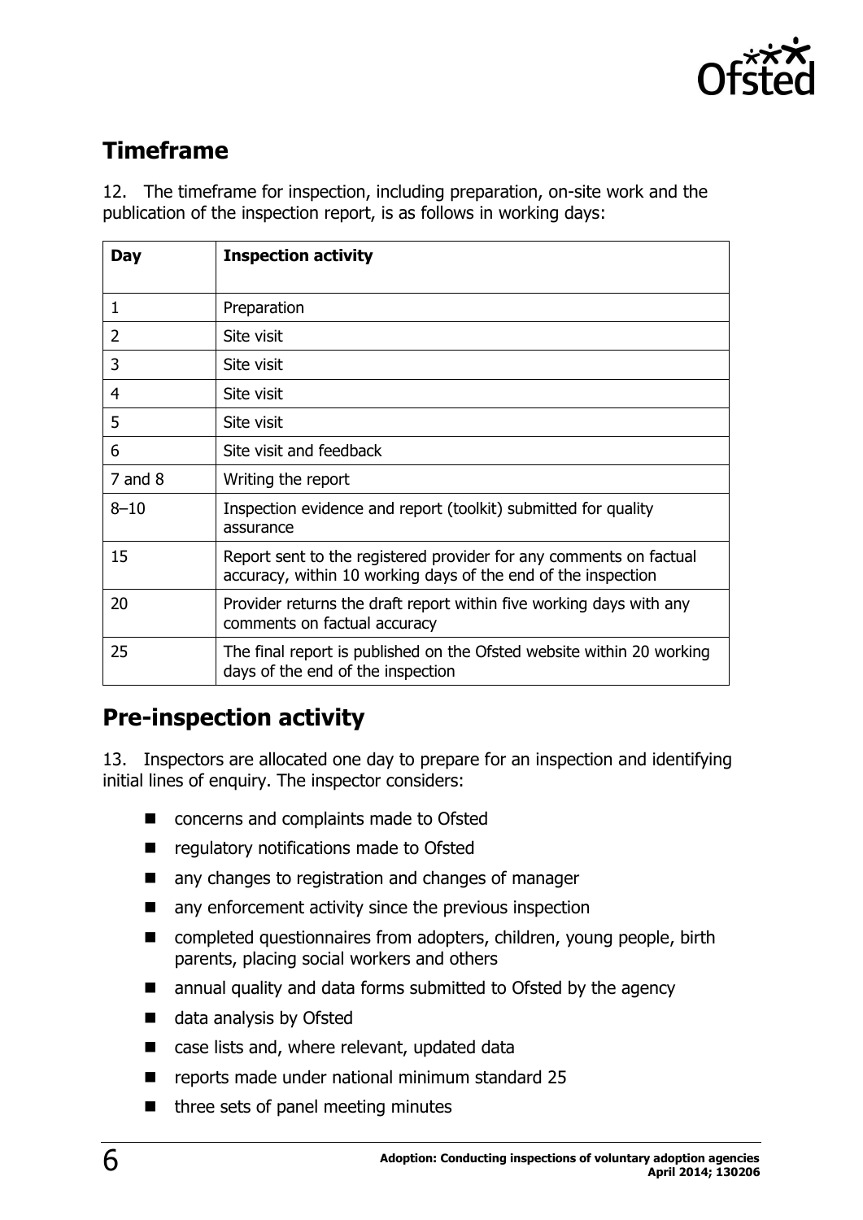## Timeframe

12. The timeframe for inspection, including preparation, on-site work and the publication of the inspection report, is as follows in working days:

| Day | Inspection activity |
|---|---|
| 1 | Preparation |
| 2 | Site visit |
| 3 | Site visit |
| 4 | Site visit |
| 5 | Site visit |
| 6 | Site visit and feedback |
| 7 and 8 | Writing the report |
| 8–10 | Inspection evidence and report (toolkit) submitted for quality assurance |
| 15 | Report sent to the registered provider for any comments on factual accuracy, within 10 working days of the end of the inspection |
| 20 | Provider returns the draft report within five working days with any comments on factual accuracy |
| 25 | The final report is published on the Ofsted website within 20 working days of the end of the inspection |

## Pre-inspection activity

13. Inspectors are allocated one day to prepare for an inspection and identifying initial lines of enquiry. The inspector considers:

- concerns and complaints made to Ofsted
- regulatory notifications made to Ofsted
- any changes to registration and changes of manager
- any enforcement activity since the previous inspection
- completed questionnaires from adopters, children, young people, birth parents, placing social workers and others
- annual quality and data forms submitted to Ofsted by the agency
- data analysis by Ofsted
- case lists and, where relevant, updated data
- reports made under national minimum standard 25
- three sets of panel meeting minutes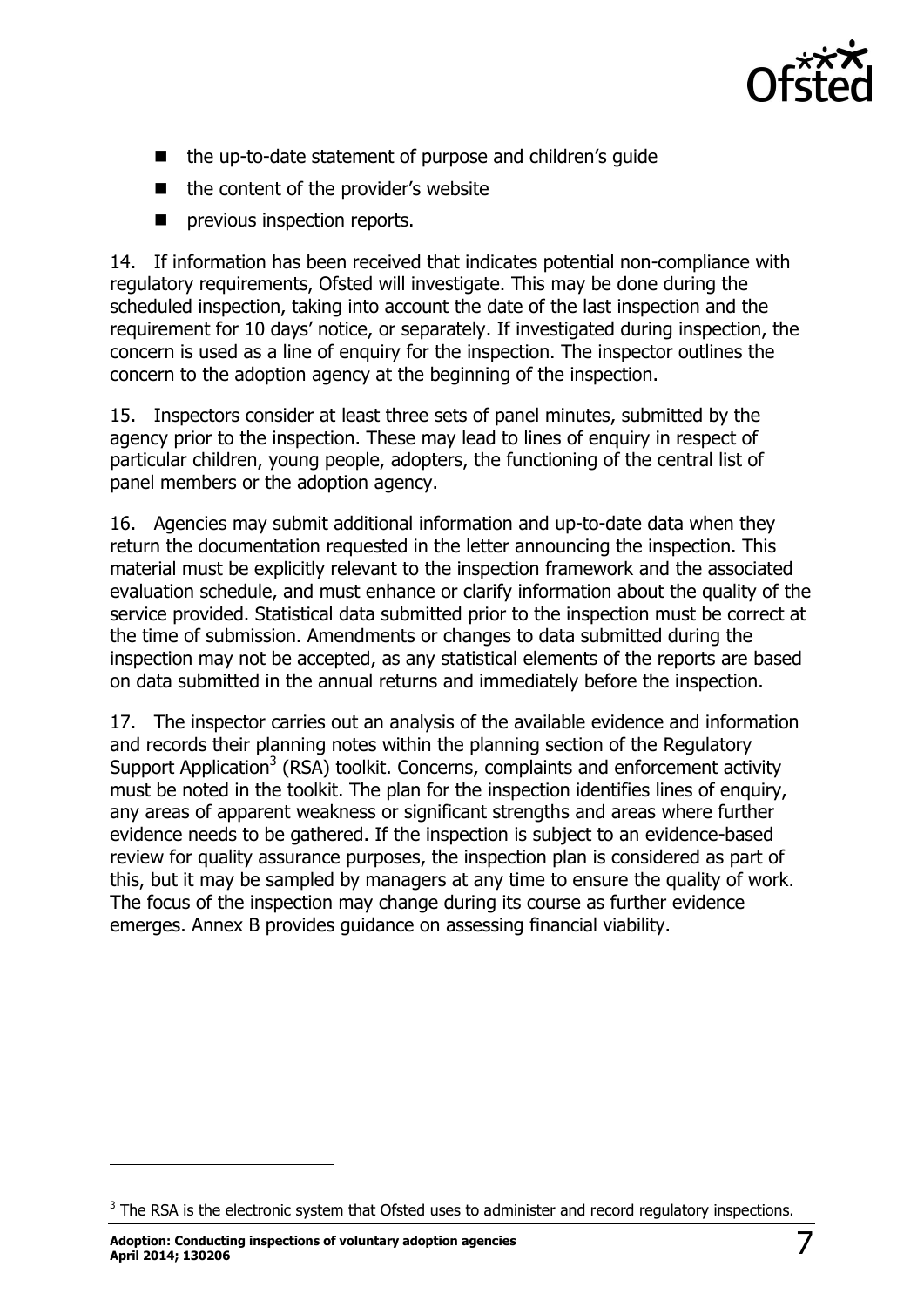- the up-to-date statement of purpose and children's guide
- the content of the provider's website
- previous inspection reports.

14. If information has been received that indicates potential non-compliance with regulatory requirements, Ofsted will investigate. This may be done during the scheduled inspection, taking into account the date of the last inspection and the requirement for 10 days' notice, or separately. If investigated during inspection, the concern is used as a line of enquiry for the inspection. The inspector outlines the concern to the adoption agency at the beginning of the inspection.

15. Inspectors consider at least three sets of panel minutes, submitted by the agency prior to the inspection. These may lead to lines of enquiry in respect of particular children, young people, adopters, the functioning of the central list of panel members or the adoption agency.

16. Agencies may submit additional information and up-to-date data when they return the documentation requested in the letter announcing the inspection. This material must be explicitly relevant to the inspection framework and the associated evaluation schedule, and must enhance or clarify information about the quality of the service provided. Statistical data submitted prior to the inspection must be correct at the time of submission. Amendments or changes to data submitted during the inspection may not be accepted, as any statistical elements of the reports are based on data submitted in the annual returns and immediately before the inspection.

17. The inspector carries out an analysis of the available evidence and information and records their planning notes within the planning section of the Regulatory Support Application[3] (RSA) toolkit. Concerns, complaints and enforcement activity must be noted in the toolkit. The plan for the inspection identifies lines of enquiry, any areas of apparent weakness or significant strengths and areas where further evidence needs to be gathered. If the inspection is subject to an evidence-based review for quality assurance purposes, the inspection plan is considered as part of this, but it may be sampled by managers at any time to ensure the quality of work. The focus of the inspection may change during its course as further evidence emerges. Annex B provides guidance on assessing financial viability.

[3] The RSA is the electronic system that Ofsted uses to administer and record regulatory inspections.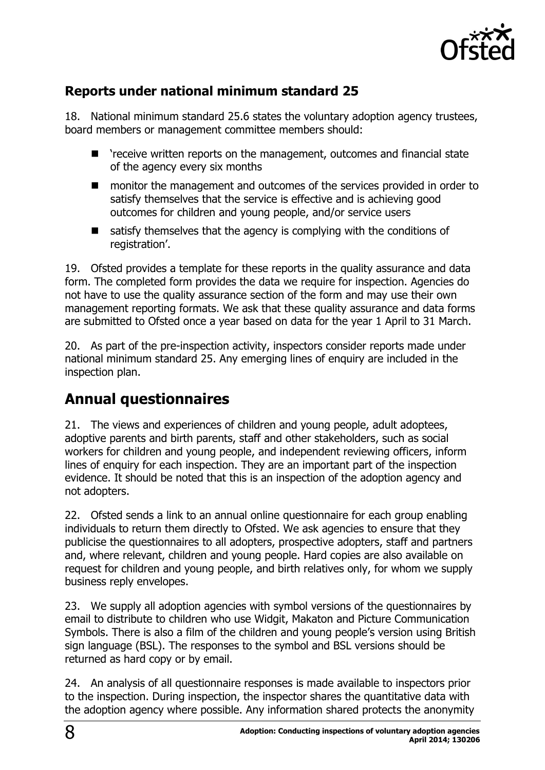### Reports under national minimum standard 25

18. National minimum standard 25.6 states the voluntary adoption agency trustees, board members or management committee members should:

- 'receive written reports on the management, outcomes and financial state of the agency every six months
- monitor the management and outcomes of the services provided in order to satisfy themselves that the service is effective and is achieving good outcomes for children and young people, and/or service users
- satisfy themselves that the agency is complying with the conditions of registration'.

19. Ofsted provides a template for these reports in the quality assurance and data form. The completed form provides the data we require for inspection. Agencies do not have to use the quality assurance section of the form and may use their own management reporting formats. We ask that these quality assurance and data forms are submitted to Ofsted once a year based on data for the year 1 April to 31 March.

20. As part of the pre-inspection activity, inspectors consider reports made under national minimum standard 25. Any emerging lines of enquiry are included in the inspection plan.

## Annual questionnaires

21. The views and experiences of children and young people, adult adoptees, adoptive parents and birth parents, staff and other stakeholders, such as social workers for children and young people, and independent reviewing officers, inform lines of enquiry for each inspection. They are an important part of the inspection evidence. It should be noted that this is an inspection of the adoption agency and not adopters.

22. Ofsted sends a link to an annual online questionnaire for each group enabling individuals to return them directly to Ofsted. We ask agencies to ensure that they publicise the questionnaires to all adopters, prospective adopters, staff and partners and, where relevant, children and young people. Hard copies are also available on request for children and young people, and birth relatives only, for whom we supply business reply envelopes.

23. We supply all adoption agencies with symbol versions of the questionnaires by email to distribute to children who use Widgit, Makaton and Picture Communication Symbols. There is also a film of the children and young people's version using British sign language (BSL). The responses to the symbol and BSL versions should be returned as hard copy or by email.

24. An analysis of all questionnaire responses is made available to inspectors prior to the inspection. During inspection, the inspector shares the quantitative data with the adoption agency where possible. Any information shared protects the anonymity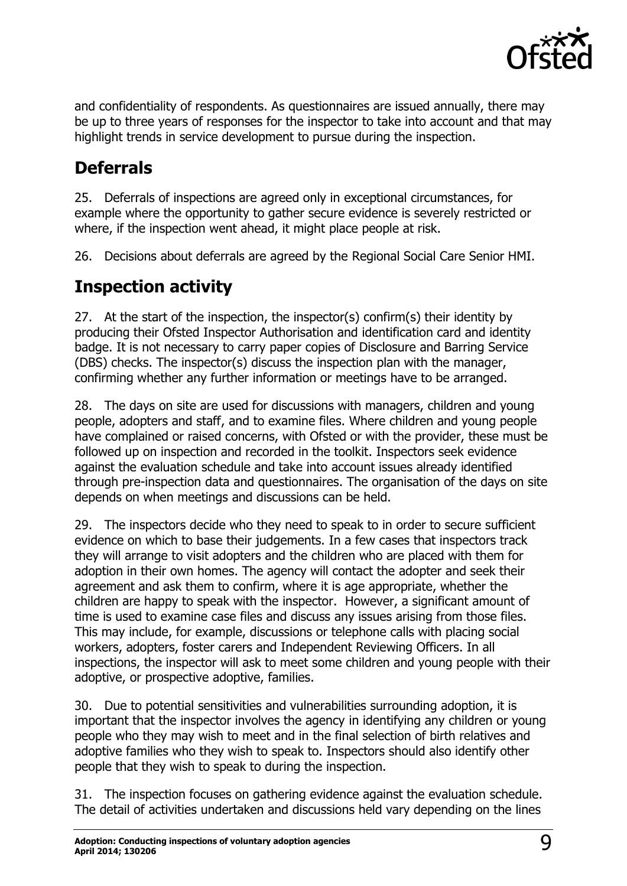and confidentiality of respondents. As questionnaires are issued annually, there may be up to three years of responses for the inspector to take into account and that may highlight trends in service development to pursue during the inspection.

## Deferrals

25. Deferrals of inspections are agreed only in exceptional circumstances, for example where the opportunity to gather secure evidence is severely restricted or where, if the inspection went ahead, it might place people at risk.

26. Decisions about deferrals are agreed by the Regional Social Care Senior HMI.

## Inspection activity

27. At the start of the inspection, the inspector(s) confirm(s) their identity by producing their Ofsted Inspector Authorisation and identification card and identity badge. It is not necessary to carry paper copies of Disclosure and Barring Service (DBS) checks. The inspector(s) discuss the inspection plan with the manager, confirming whether any further information or meetings have to be arranged.

28. The days on site are used for discussions with managers, children and young people, adopters and staff, and to examine files. Where children and young people have complained or raised concerns, with Ofsted or with the provider, these must be followed up on inspection and recorded in the toolkit. Inspectors seek evidence against the evaluation schedule and take into account issues already identified through pre-inspection data and questionnaires. The organisation of the days on site depends on when meetings and discussions can be held.

29. The inspectors decide who they need to speak to in order to secure sufficient evidence on which to base their judgements. In a few cases that inspectors track they will arrange to visit adopters and the children who are placed with them for adoption in their own homes. The agency will contact the adopter and seek their agreement and ask them to confirm, where it is age appropriate, whether the children are happy to speak with the inspector. However, a significant amount of time is used to examine case files and discuss any issues arising from those files. This may include, for example, discussions or telephone calls with placing social workers, adopters, foster carers and Independent Reviewing Officers. In all inspections, the inspector will ask to meet some children and young people with their adoptive, or prospective adoptive, families.

30. Due to potential sensitivities and vulnerabilities surrounding adoption, it is important that the inspector involves the agency in identifying any children or young people who they may wish to meet and in the final selection of birth relatives and adoptive families who they wish to speak to. Inspectors should also identify other people that they wish to speak to during the inspection.

31. The inspection focuses on gathering evidence against the evaluation schedule. The detail of activities undertaken and discussions held vary depending on the lines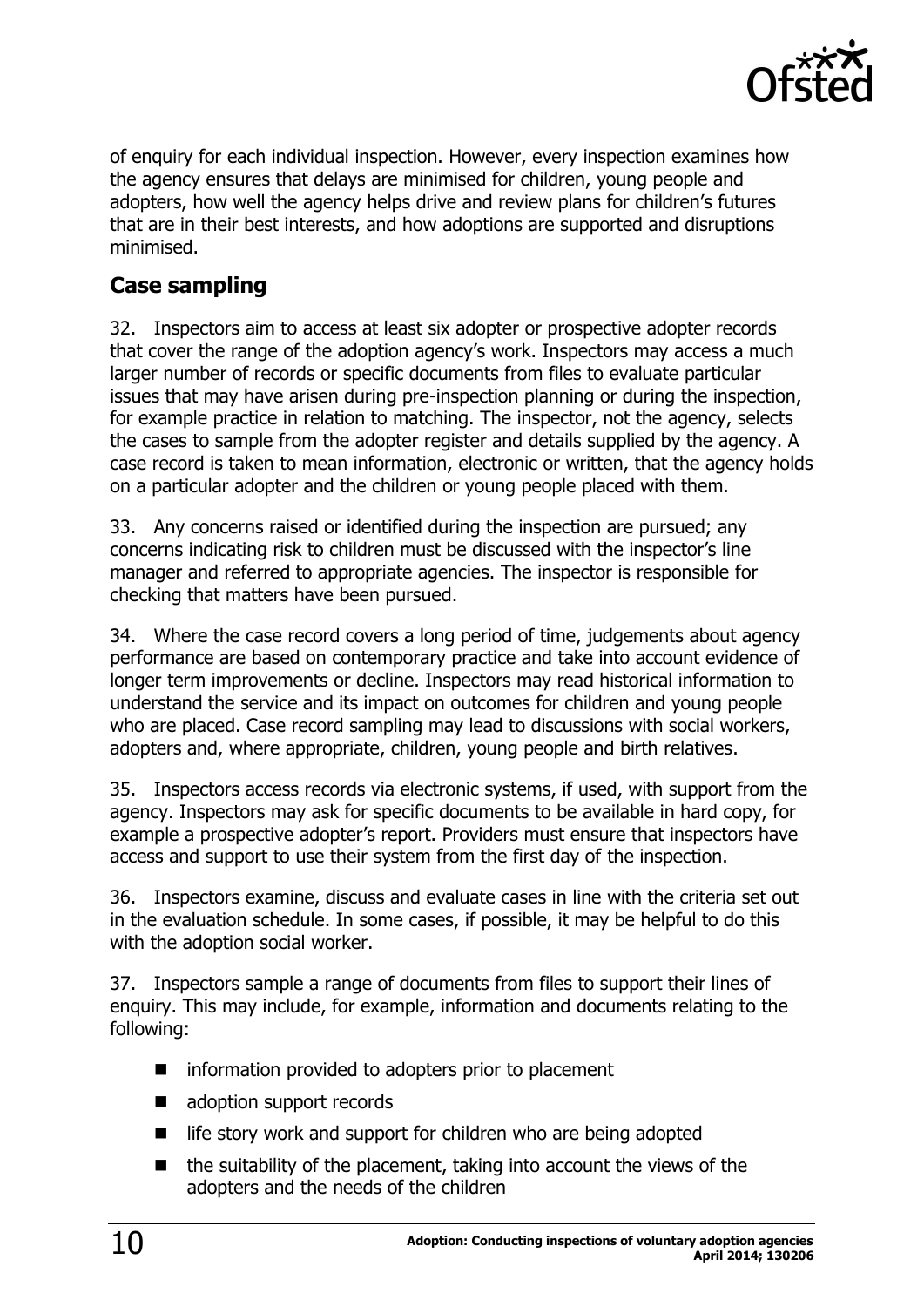of enquiry for each individual inspection. However, every inspection examines how the agency ensures that delays are minimised for children, young people and adopters, how well the agency helps drive and review plans for children's futures that are in their best interests, and how adoptions are supported and disruptions minimised.

## Case sampling

32. Inspectors aim to access at least six adopter or prospective adopter records that cover the range of the adoption agency's work. Inspectors may access a much larger number of records or specific documents from files to evaluate particular issues that may have arisen during pre-inspection planning or during the inspection, for example practice in relation to matching. The inspector, not the agency, selects the cases to sample from the adopter register and details supplied by the agency. A case record is taken to mean information, electronic or written, that the agency holds on a particular adopter and the children or young people placed with them.

33. Any concerns raised or identified during the inspection are pursued; any concerns indicating risk to children must be discussed with the inspector's line manager and referred to appropriate agencies. The inspector is responsible for checking that matters have been pursued.

34. Where the case record covers a long period of time, judgements about agency performance are based on contemporary practice and take into account evidence of longer term improvements or decline. Inspectors may read historical information to understand the service and its impact on outcomes for children and young people who are placed. Case record sampling may lead to discussions with social workers, adopters and, where appropriate, children, young people and birth relatives.

35. Inspectors access records via electronic systems, if used, with support from the agency. Inspectors may ask for specific documents to be available in hard copy, for example a prospective adopter's report. Providers must ensure that inspectors have access and support to use their system from the first day of the inspection.

36. Inspectors examine, discuss and evaluate cases in line with the criteria set out in the evaluation schedule. In some cases, if possible, it may be helpful to do this with the adoption social worker.

37. Inspectors sample a range of documents from files to support their lines of enquiry. This may include, for example, information and documents relating to the following:

- information provided to adopters prior to placement
- adoption support records
- life story work and support for children who are being adopted
- the suitability of the placement, taking into account the views of the adopters and the needs of the children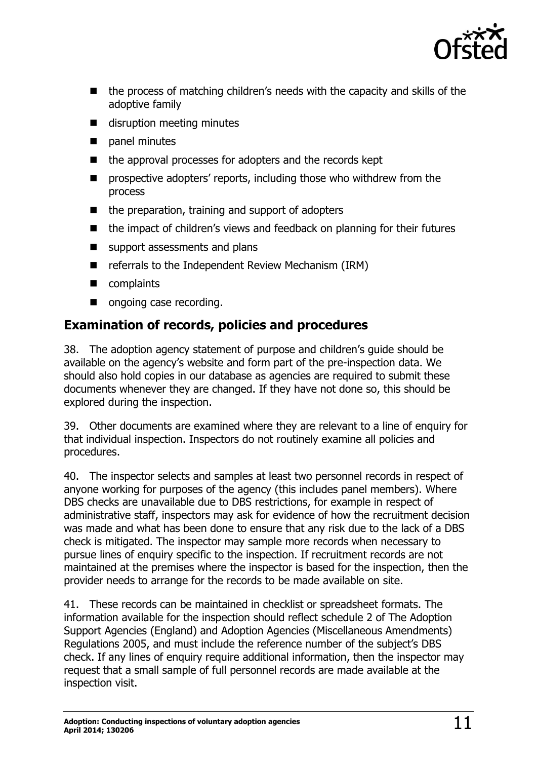- the process of matching children's needs with the capacity and skills of the adoptive family
- disruption meeting minutes
- panel minutes
- the approval processes for adopters and the records kept
- prospective adopters' reports, including those who withdrew from the process
- the preparation, training and support of adopters
- the impact of children's views and feedback on planning for their futures
- support assessments and plans
- referrals to the Independent Review Mechanism (IRM)
- complaints
- ongoing case recording.

## Examination of records, policies and procedures

38. The adoption agency statement of purpose and children's guide should be available on the agency's website and form part of the pre-inspection data. We should also hold copies in our database as agencies are required to submit these documents whenever they are changed. If they have not done so, this should be explored during the inspection.

39. Other documents are examined where they are relevant to a line of enquiry for that individual inspection. Inspectors do not routinely examine all policies and procedures.

40. The inspector selects and samples at least two personnel records in respect of anyone working for purposes of the agency (this includes panel members). Where DBS checks are unavailable due to DBS restrictions, for example in respect of administrative staff, inspectors may ask for evidence of how the recruitment decision was made and what has been done to ensure that any risk due to the lack of a DBS check is mitigated. The inspector may sample more records when necessary to pursue lines of enquiry specific to the inspection. If recruitment records are not maintained at the premises where the inspector is based for the inspection, then the provider needs to arrange for the records to be made available on site.

41. These records can be maintained in checklist or spreadsheet formats. The information available for the inspection should reflect schedule 2 of The Adoption Support Agencies (England) and Adoption Agencies (Miscellaneous Amendments) Regulations 2005, and must include the reference number of the subject's DBS check. If any lines of enquiry require additional information, then the inspector may request that a small sample of full personnel records are made available at the inspection visit.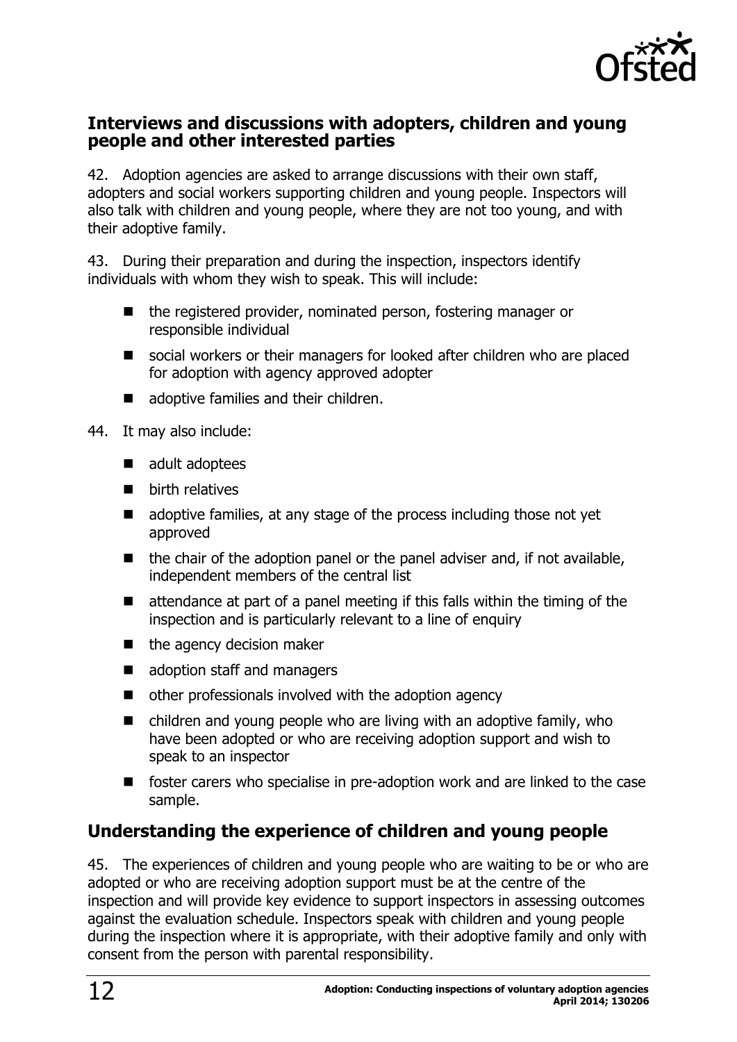## Interviews and discussions with adopters, children and young people and other interested parties

42. Adoption agencies are asked to arrange discussions with their own staff, adopters and social workers supporting children and young people. Inspectors will also talk with children and young people, where they are not too young, and with their adoptive family.

43. During their preparation and during the inspection, inspectors identify individuals with whom they wish to speak. This will include:

- the registered provider, nominated person, fostering manager or responsible individual
- social workers or their managers for looked after children who are placed for adoption with agency approved adopter
- adoptive families and their children.

44. It may also include:

- adult adoptees
- birth relatives
- adoptive families, at any stage of the process including those not yet approved
- the chair of the adoption panel or the panel adviser and, if not available, independent members of the central list
- attendance at part of a panel meeting if this falls within the timing of the inspection and is particularly relevant to a line of enquiry
- the agency decision maker
- adoption staff and managers
- other professionals involved with the adoption agency
- children and young people who are living with an adoptive family, who have been adopted or who are receiving adoption support and wish to speak to an inspector
- foster carers who specialise in pre-adoption work and are linked to the case sample.

## Understanding the experience of children and young people

45. The experiences of children and young people who are waiting to be or who are adopted or who are receiving adoption support must be at the centre of the inspection and will provide key evidence to support inspectors in assessing outcomes against the evaluation schedule. Inspectors speak with children and young people during the inspection where it is appropriate, with their adoptive family and only with consent from the person with parental responsibility.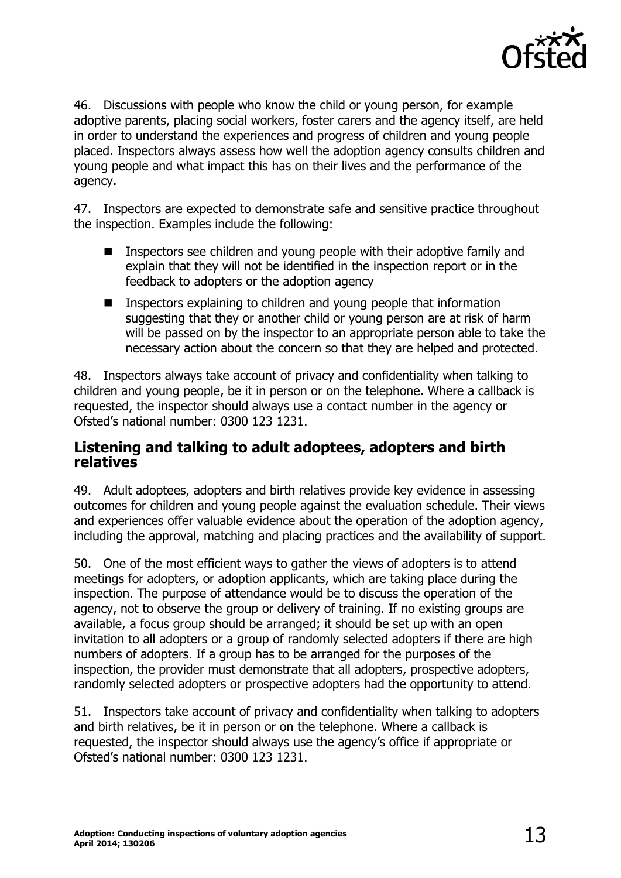46. Discussions with people who know the child or young person, for example adoptive parents, placing social workers, foster carers and the agency itself, are held in order to understand the experiences and progress of children and young people placed. Inspectors always assess how well the adoption agency consults children and young people and what impact this has on their lives and the performance of the agency.

47. Inspectors are expected to demonstrate safe and sensitive practice throughout the inspection. Examples include the following:

- Inspectors see children and young people with their adoptive family and explain that they will not be identified in the inspection report or in the feedback to adopters or the adoption agency
- Inspectors explaining to children and young people that information suggesting that they or another child or young person are at risk of harm will be passed on by the inspector to an appropriate person able to take the necessary action about the concern so that they are helped and protected.

48. Inspectors always take account of privacy and confidentiality when talking to children and young people, be it in person or on the telephone. Where a callback is requested, the inspector should always use a contact number in the agency or Ofsted's national number: 0300 123 1231.

## Listening and talking to adult adoptees, adopters and birth relatives

49. Adult adoptees, adopters and birth relatives provide key evidence in assessing outcomes for children and young people against the evaluation schedule. Their views and experiences offer valuable evidence about the operation of the adoption agency, including the approval, matching and placing practices and the availability of support.

50. One of the most efficient ways to gather the views of adopters is to attend meetings for adopters, or adoption applicants, which are taking place during the inspection. The purpose of attendance would be to discuss the operation of the agency, not to observe the group or delivery of training. If no existing groups are available, a focus group should be arranged; it should be set up with an open invitation to all adopters or a group of randomly selected adopters if there are high numbers of adopters. If a group has to be arranged for the purposes of the inspection, the provider must demonstrate that all adopters, prospective adopters, randomly selected adopters or prospective adopters had the opportunity to attend.

51. Inspectors take account of privacy and confidentiality when talking to adopters and birth relatives, be it in person or on the telephone. Where a callback is requested, the inspector should always use the agency's office if appropriate or Ofsted's national number: 0300 123 1231.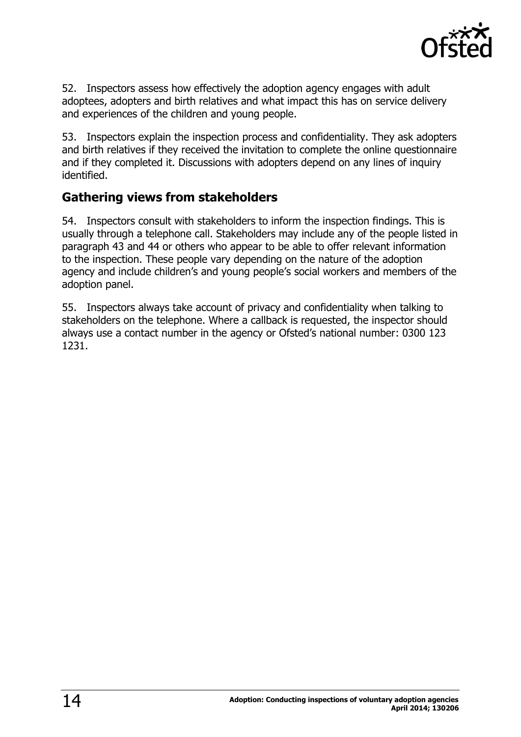52. Inspectors assess how effectively the adoption agency engages with adult adoptees, adopters and birth relatives and what impact this has on service delivery and experiences of the children and young people.

53. Inspectors explain the inspection process and confidentiality. They ask adopters and birth relatives if they received the invitation to complete the online questionnaire and if they completed it. Discussions with adopters depend on any lines of inquiry identified.

## Gathering views from stakeholders

54. Inspectors consult with stakeholders to inform the inspection findings. This is usually through a telephone call. Stakeholders may include any of the people listed in paragraph 43 and 44 or others who appear to be able to offer relevant information to the inspection. These people vary depending on the nature of the adoption agency and include children's and young people's social workers and members of the adoption panel.

55. Inspectors always take account of privacy and confidentiality when talking to stakeholders on the telephone. Where a callback is requested, the inspector should always use a contact number in the agency or Ofsted's national number: 0300 123 1231.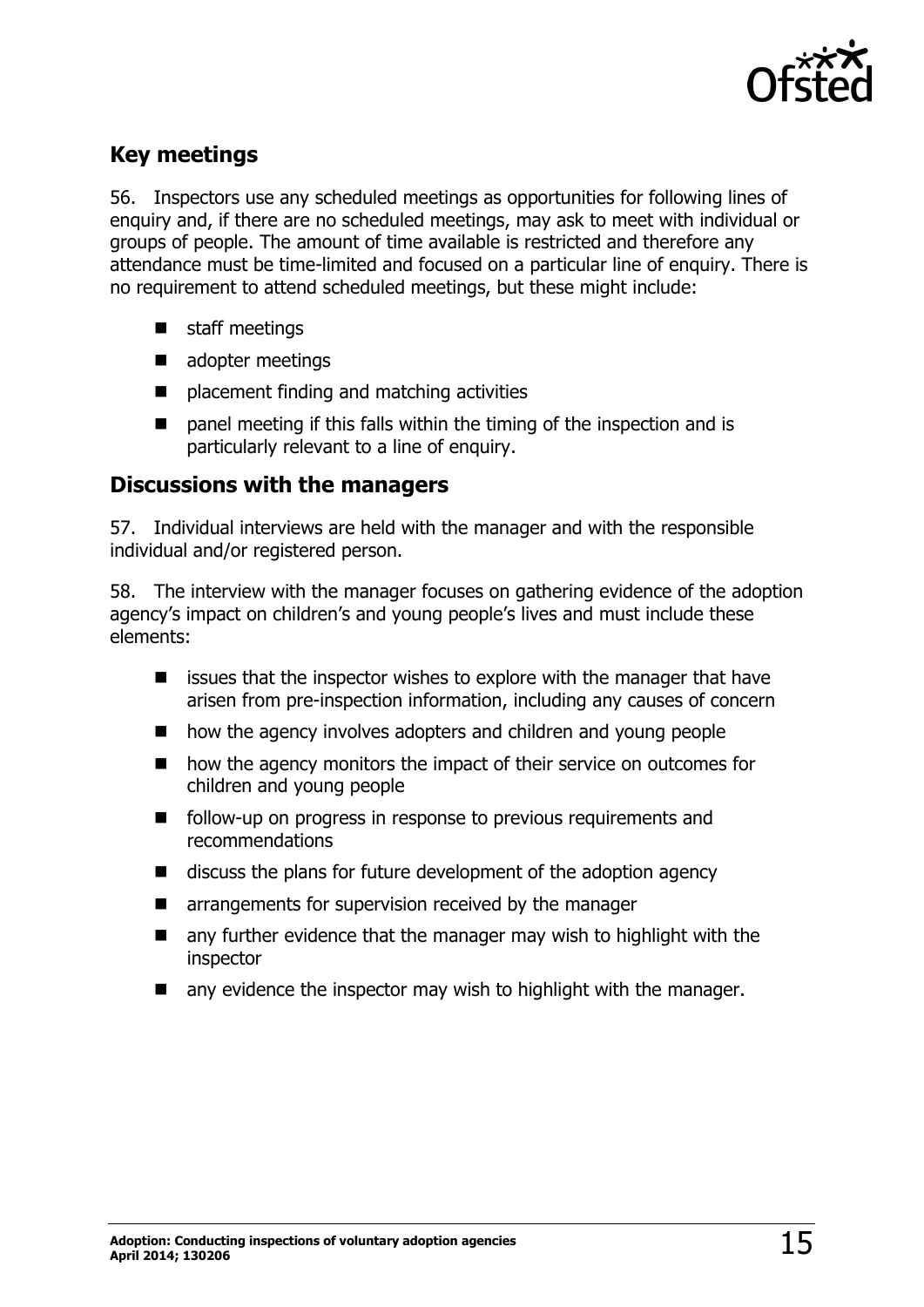## Key meetings

56. Inspectors use any scheduled meetings as opportunities for following lines of enquiry and, if there are no scheduled meetings, may ask to meet with individual or groups of people. The amount of time available is restricted and therefore any attendance must be time-limited and focused on a particular line of enquiry. There is no requirement to attend scheduled meetings, but these might include:

- staff meetings
- adopter meetings
- placement finding and matching activities
- panel meeting if this falls within the timing of the inspection and is particularly relevant to a line of enquiry.

## Discussions with the managers

57. Individual interviews are held with the manager and with the responsible individual and/or registered person.

58. The interview with the manager focuses on gathering evidence of the adoption agency's impact on children's and young people's lives and must include these elements:

- issues that the inspector wishes to explore with the manager that have arisen from pre-inspection information, including any causes of concern
- how the agency involves adopters and children and young people
- how the agency monitors the impact of their service on outcomes for children and young people
- follow-up on progress in response to previous requirements and recommendations
- discuss the plans for future development of the adoption agency
- arrangements for supervision received by the manager
- any further evidence that the manager may wish to highlight with the inspector
- any evidence the inspector may wish to highlight with the manager.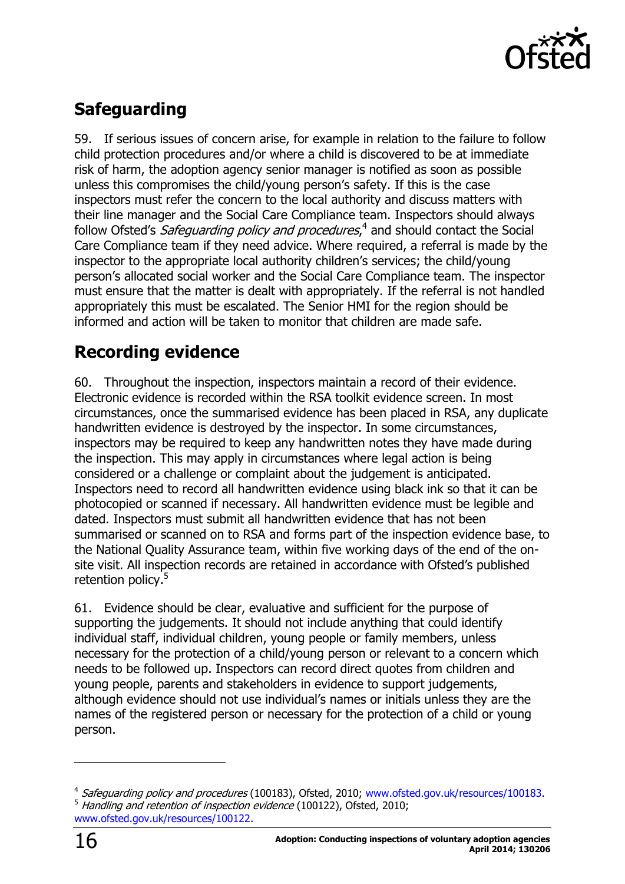## Safeguarding

59. If serious issues of concern arise, for example in relation to the failure to follow child protection procedures and/or where a child is discovered to be at immediate risk of harm, the adoption agency senior manager is notified as soon as possible unless this compromises the child/young person's safety. If this is the case inspectors must refer the concern to the local authority and discuss matters with their line manager and the Social Care Compliance team. Inspectors should always follow Ofsted's *Safeguarding policy and procedures*,[4] and should contact the Social Care Compliance team if they need advice. Where required, a referral is made by the inspector to the appropriate local authority children's services; the child/young person's allocated social worker and the Social Care Compliance team. The inspector must ensure that the matter is dealt with appropriately. If the referral is not handled appropriately this must be escalated. The Senior HMI for the region should be informed and action will be taken to monitor that children are made safe.

## Recording evidence

60. Throughout the inspection, inspectors maintain a record of their evidence. Electronic evidence is recorded within the RSA toolkit evidence screen. In most circumstances, once the summarised evidence has been placed in RSA, any duplicate handwritten evidence is destroyed by the inspector. In some circumstances, inspectors may be required to keep any handwritten notes they have made during the inspection. This may apply in circumstances where legal action is being considered or a challenge or complaint about the judgement is anticipated. Inspectors need to record all handwritten evidence using black ink so that it can be photocopied or scanned if necessary. All handwritten evidence must be legible and dated. Inspectors must submit all handwritten evidence that has not been summarised or scanned on to RSA and forms part of the inspection evidence base, to the National Quality Assurance team, within five working days of the end of the on-site visit. All inspection records are retained in accordance with Ofsted's published retention policy.[5]

61. Evidence should be clear, evaluative and sufficient for the purpose of supporting the judgements. It should not include anything that could identify individual staff, individual children, young people or family members, unless necessary for the protection of a child/young person or relevant to a concern which needs to be followed up. Inspectors can record direct quotes from children and young people, parents and stakeholders in evidence to support judgements, although evidence should not use individual's names or initials unless they are the names of the registered person or necessary for the protection of a child or young person.

---

[4] *Safeguarding policy and procedures* (100183), Ofsted, 2010; www.ofsted.gov.uk/resources/100183.

[5] *Handling and retention of inspection evidence* (100122), Ofsted, 2010; www.ofsted.gov.uk/resources/100122.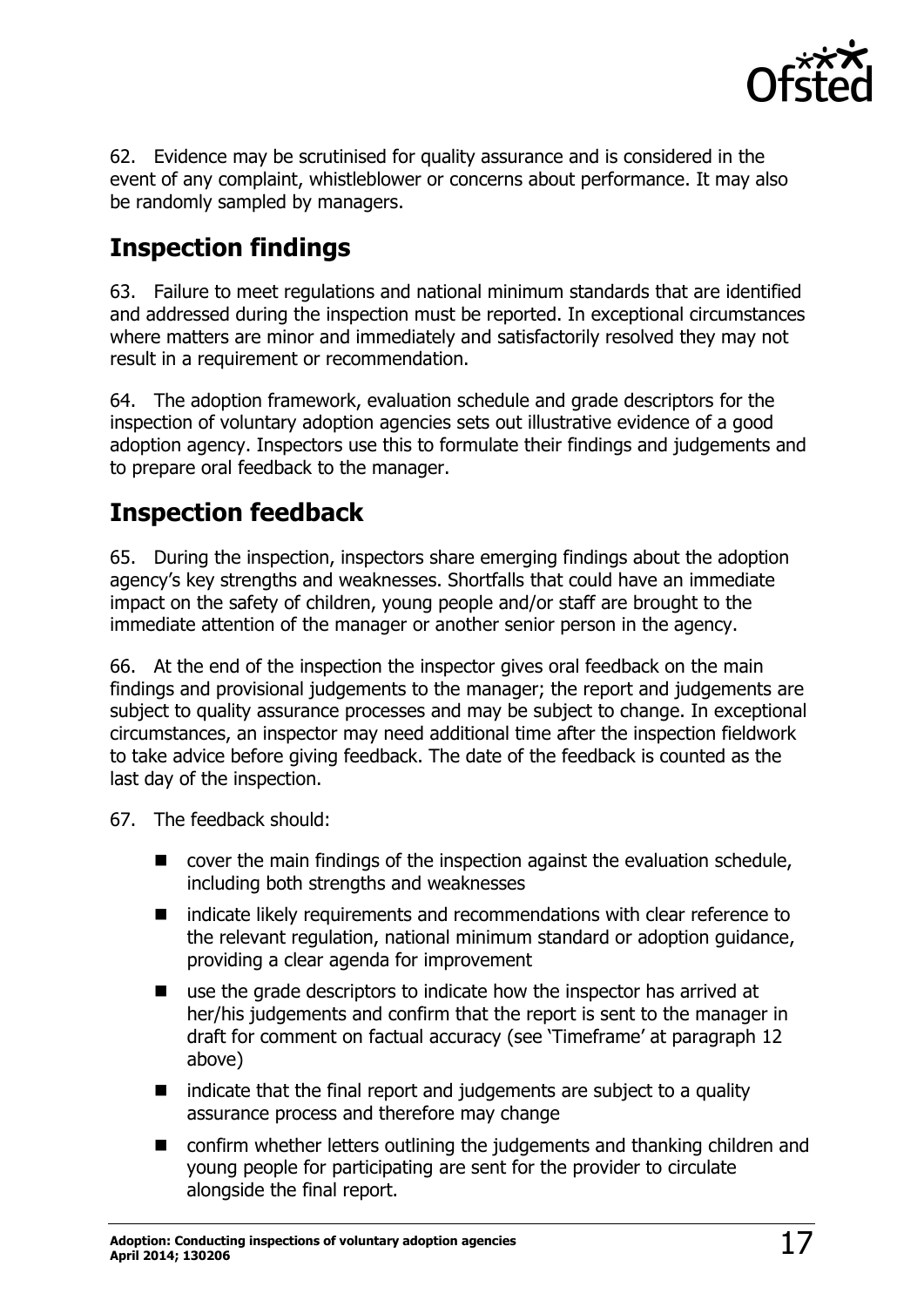62. Evidence may be scrutinised for quality assurance and is considered in the event of any complaint, whistleblower or concerns about performance. It may also be randomly sampled by managers.

## Inspection findings

63. Failure to meet regulations and national minimum standards that are identified and addressed during the inspection must be reported. In exceptional circumstances where matters are minor and immediately and satisfactorily resolved they may not result in a requirement or recommendation.

64. The adoption framework, evaluation schedule and grade descriptors for the inspection of voluntary adoption agencies sets out illustrative evidence of a good adoption agency. Inspectors use this to formulate their findings and judgements and to prepare oral feedback to the manager.

## Inspection feedback

65. During the inspection, inspectors share emerging findings about the adoption agency's key strengths and weaknesses. Shortfalls that could have an immediate impact on the safety of children, young people and/or staff are brought to the immediate attention of the manager or another senior person in the agency.

66. At the end of the inspection the inspector gives oral feedback on the main findings and provisional judgements to the manager; the report and judgements are subject to quality assurance processes and may be subject to change. In exceptional circumstances, an inspector may need additional time after the inspection fieldwork to take advice before giving feedback. The date of the feedback is counted as the last day of the inspection.

67. The feedback should:

- cover the main findings of the inspection against the evaluation schedule, including both strengths and weaknesses
- indicate likely requirements and recommendations with clear reference to the relevant regulation, national minimum standard or adoption guidance, providing a clear agenda for improvement
- use the grade descriptors to indicate how the inspector has arrived at her/his judgements and confirm that the report is sent to the manager in draft for comment on factual accuracy (see 'Timeframe' at paragraph 12 above)
- indicate that the final report and judgements are subject to a quality assurance process and therefore may change
- confirm whether letters outlining the judgements and thanking children and young people for participating are sent for the provider to circulate alongside the final report.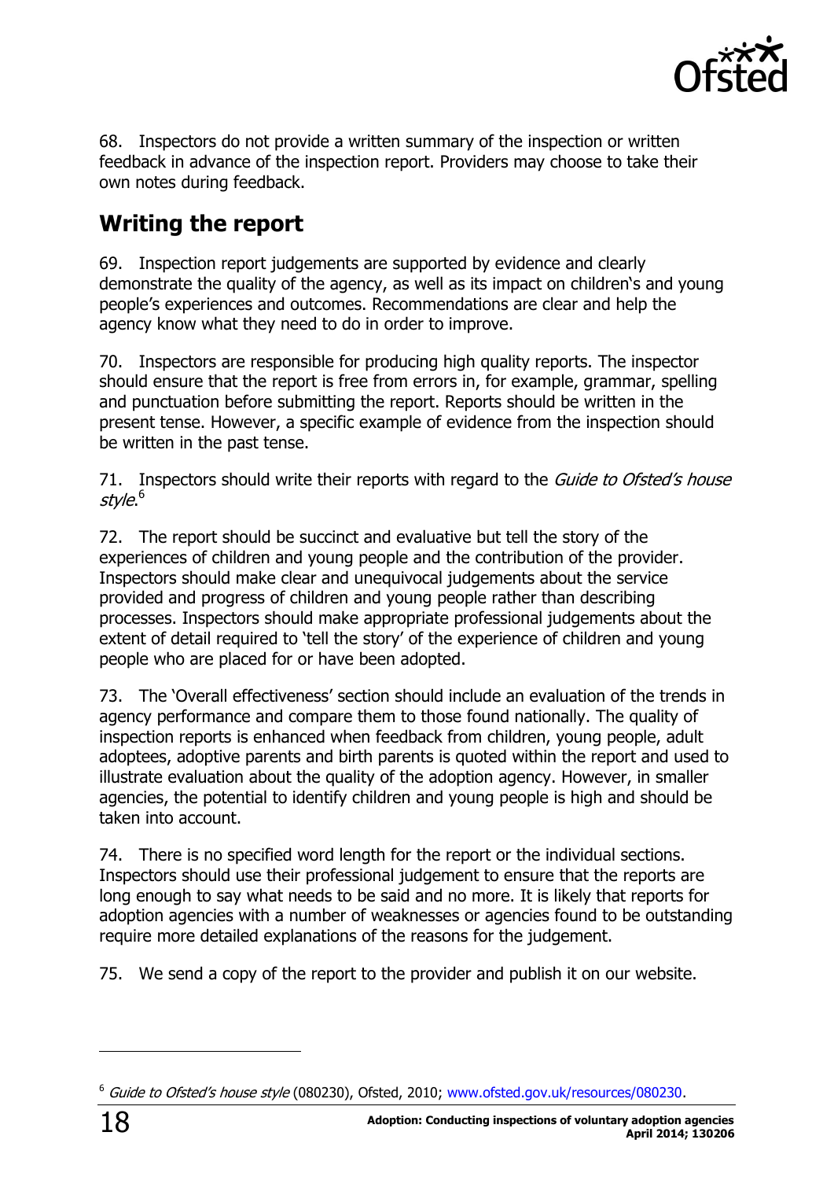68. Inspectors do not provide a written summary of the inspection or written feedback in advance of the inspection report. Providers may choose to take their own notes during feedback.

## Writing the report

69. Inspection report judgements are supported by evidence and clearly demonstrate the quality of the agency, as well as its impact on children's and young people's experiences and outcomes. Recommendations are clear and help the agency know what they need to do in order to improve.

70. Inspectors are responsible for producing high quality reports. The inspector should ensure that the report is free from errors in, for example, grammar, spelling and punctuation before submitting the report. Reports should be written in the present tense. However, a specific example of evidence from the inspection should be written in the past tense.

71. Inspectors should write their reports with regard to the *Guide to Ofsted's house style*.[6]

72. The report should be succinct and evaluative but tell the story of the experiences of children and young people and the contribution of the provider. Inspectors should make clear and unequivocal judgements about the service provided and progress of children and young people rather than describing processes. Inspectors should make appropriate professional judgements about the extent of detail required to 'tell the story' of the experience of children and young people who are placed for or have been adopted.

73. The 'Overall effectiveness' section should include an evaluation of the trends in agency performance and compare them to those found nationally. The quality of inspection reports is enhanced when feedback from children, young people, adult adoptees, adoptive parents and birth parents is quoted within the report and used to illustrate evaluation about the quality of the adoption agency. However, in smaller agencies, the potential to identify children and young people is high and should be taken into account.

74. There is no specified word length for the report or the individual sections. Inspectors should use their professional judgement to ensure that the reports are long enough to say what needs to be said and no more. It is likely that reports for adoption agencies with a number of weaknesses or agencies found to be outstanding require more detailed explanations of the reasons for the judgement.

75. We send a copy of the report to the provider and publish it on our website.

---

[6] *Guide to Ofsted's house style* (080230), Ofsted, 2010; www.ofsted.gov.uk/resources/080230.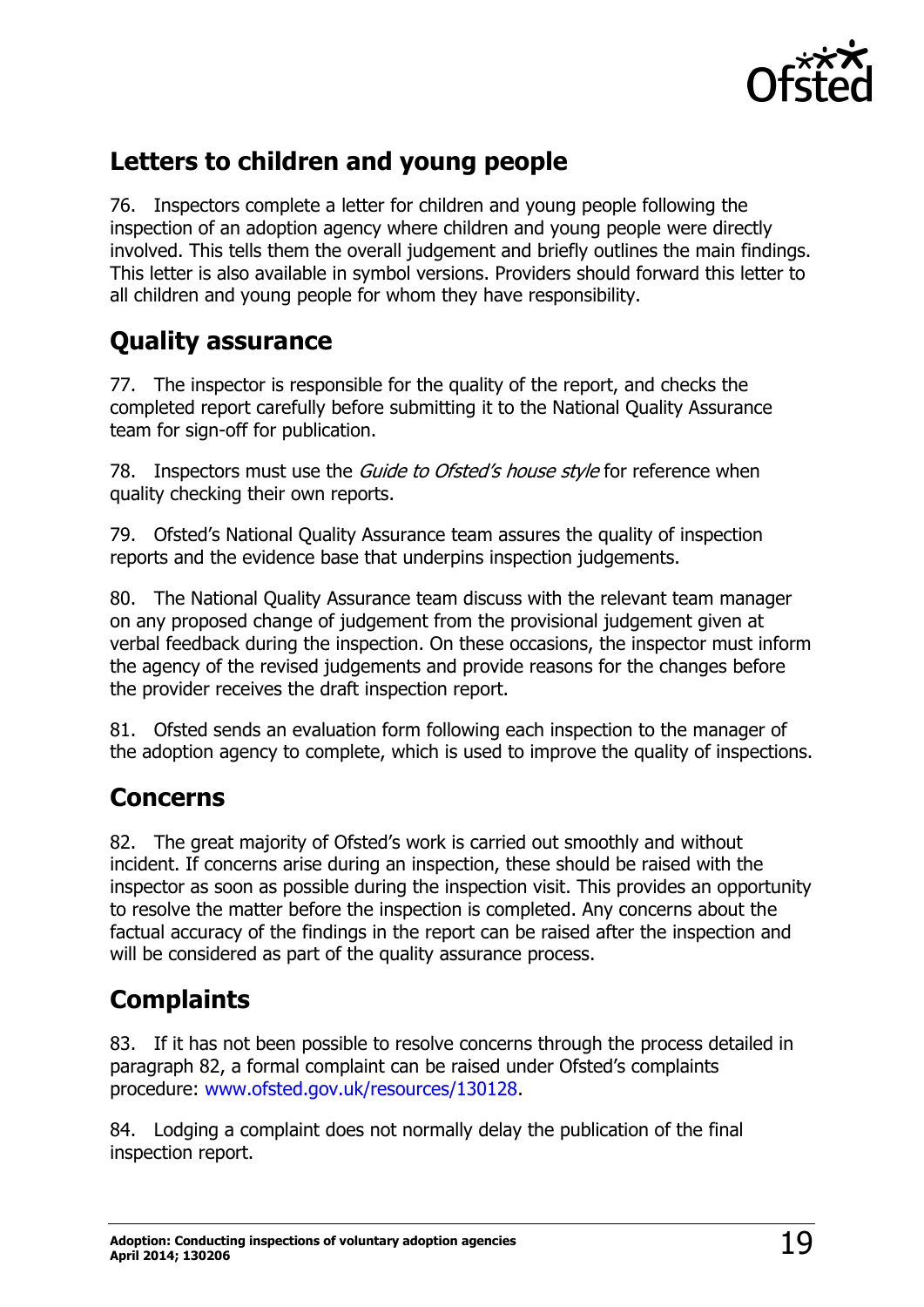## Letters to children and young people

76. Inspectors complete a letter for children and young people following the inspection of an adoption agency where children and young people were directly involved. This tells them the overall judgement and briefly outlines the main findings. This letter is also available in symbol versions. Providers should forward this letter to all children and young people for whom they have responsibility.

## Quality assurance

77. The inspector is responsible for the quality of the report, and checks the completed report carefully before submitting it to the National Quality Assurance team for sign-off for publication.

78. Inspectors must use the *Guide to Ofsted's house style* for reference when quality checking their own reports.

79. Ofsted's National Quality Assurance team assures the quality of inspection reports and the evidence base that underpins inspection judgements.

80. The National Quality Assurance team discuss with the relevant team manager on any proposed change of judgement from the provisional judgement given at verbal feedback during the inspection. On these occasions, the inspector must inform the agency of the revised judgements and provide reasons for the changes before the provider receives the draft inspection report.

81. Ofsted sends an evaluation form following each inspection to the manager of the adoption agency to complete, which is used to improve the quality of inspections.

## Concerns

82. The great majority of Ofsted's work is carried out smoothly and without incident. If concerns arise during an inspection, these should be raised with the inspector as soon as possible during the inspection visit. This provides an opportunity to resolve the matter before the inspection is completed. Any concerns about the factual accuracy of the findings in the report can be raised after the inspection and will be considered as part of the quality assurance process.

## Complaints

83. If it has not been possible to resolve concerns through the process detailed in paragraph 82, a formal complaint can be raised under Ofsted's complaints procedure: www.ofsted.gov.uk/resources/130128.

84. Lodging a complaint does not normally delay the publication of the final inspection report.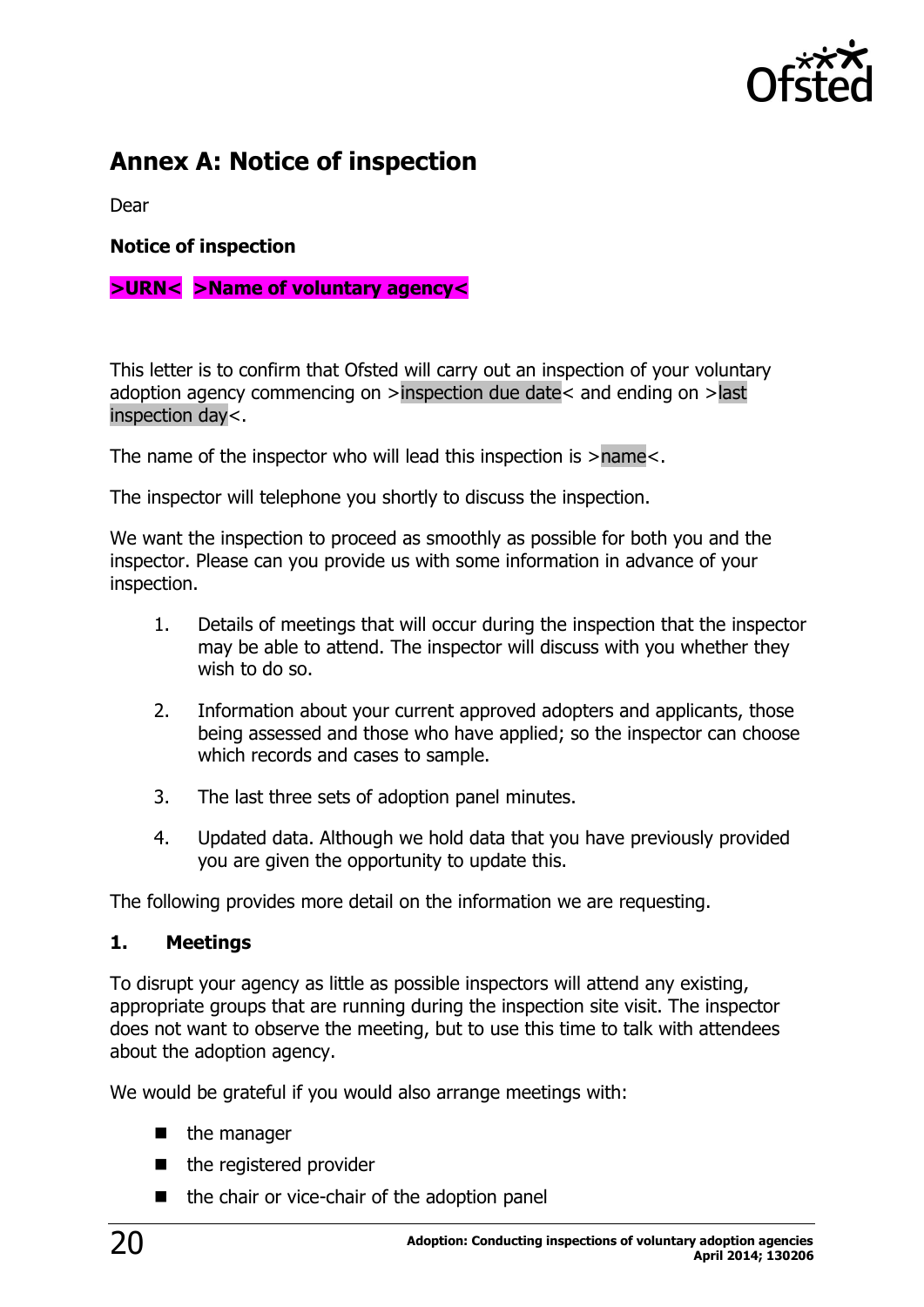## Annex A: Notice of inspection

Dear

**Notice of inspection**

**>URN< >Name of voluntary agency<**

This letter is to confirm that Ofsted will carry out an inspection of your voluntary adoption agency commencing on >inspection due date< and ending on >last inspection day<.

The name of the inspector who will lead this inspection is >name<.

The inspector will telephone you shortly to discuss the inspection.

We want the inspection to proceed as smoothly as possible for both you and the inspector. Please can you provide us with some information in advance of your inspection.

1. Details of meetings that will occur during the inspection that the inspector may be able to attend. The inspector will discuss with you whether they wish to do so.
2. Information about your current approved adopters and applicants, those being assessed and those who have applied; so the inspector can choose which records and cases to sample.
3. The last three sets of adoption panel minutes.
4. Updated data. Although we hold data that you have previously provided you are given the opportunity to update this.

The following provides more detail on the information we are requesting.

### 1. Meetings

To disrupt your agency as little as possible inspectors will attend any existing, appropriate groups that are running during the inspection site visit. The inspector does not want to observe the meeting, but to use this time to talk with attendees about the adoption agency.

We would be grateful if you would also arrange meetings with:

- the manager
- the registered provider
- the chair or vice-chair of the adoption panel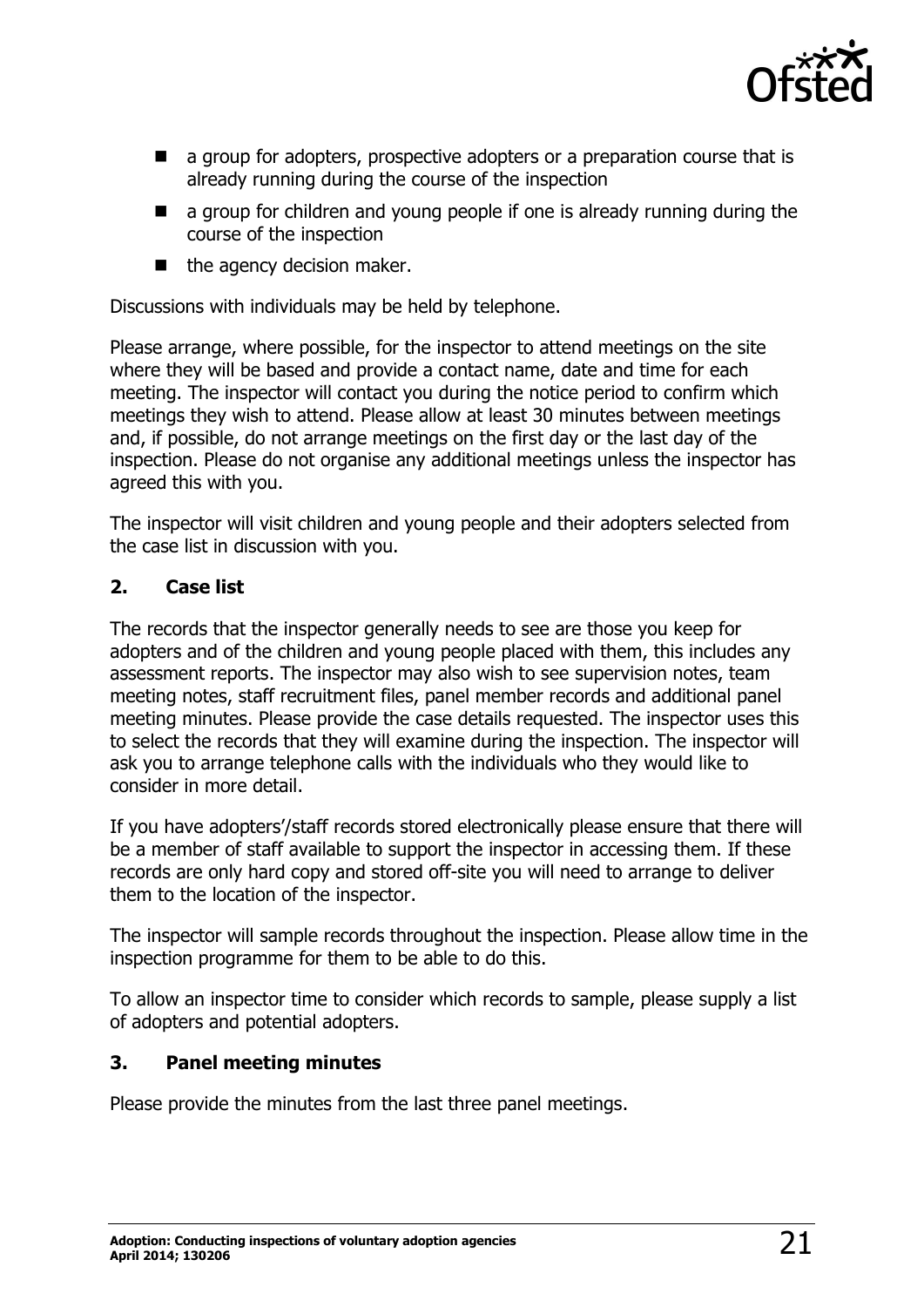- a group for adopters, prospective adopters or a preparation course that is already running during the course of the inspection
- a group for children and young people if one is already running during the course of the inspection
- the agency decision maker.

Discussions with individuals may be held by telephone.

Please arrange, where possible, for the inspector to attend meetings on the site where they will be based and provide a contact name, date and time for each meeting. The inspector will contact you during the notice period to confirm which meetings they wish to attend. Please allow at least 30 minutes between meetings and, if possible, do not arrange meetings on the first day or the last day of the inspection. Please do not organise any additional meetings unless the inspector has agreed this with you.

The inspector will visit children and young people and their adopters selected from the case list in discussion with you.

### 2. Case list

The records that the inspector generally needs to see are those you keep for adopters and of the children and young people placed with them, this includes any assessment reports. The inspector may also wish to see supervision notes, team meeting notes, staff recruitment files, panel member records and additional panel meeting minutes. Please provide the case details requested. The inspector uses this to select the records that they will examine during the inspection. The inspector will ask you to arrange telephone calls with the individuals who they would like to consider in more detail.

If you have adopters'/staff records stored electronically please ensure that there will be a member of staff available to support the inspector in accessing them. If these records are only hard copy and stored off-site you will need to arrange to deliver them to the location of the inspector.

The inspector will sample records throughout the inspection. Please allow time in the inspection programme for them to be able to do this.

To allow an inspector time to consider which records to sample, please supply a list of adopters and potential adopters.

### 3. Panel meeting minutes

Please provide the minutes from the last three panel meetings.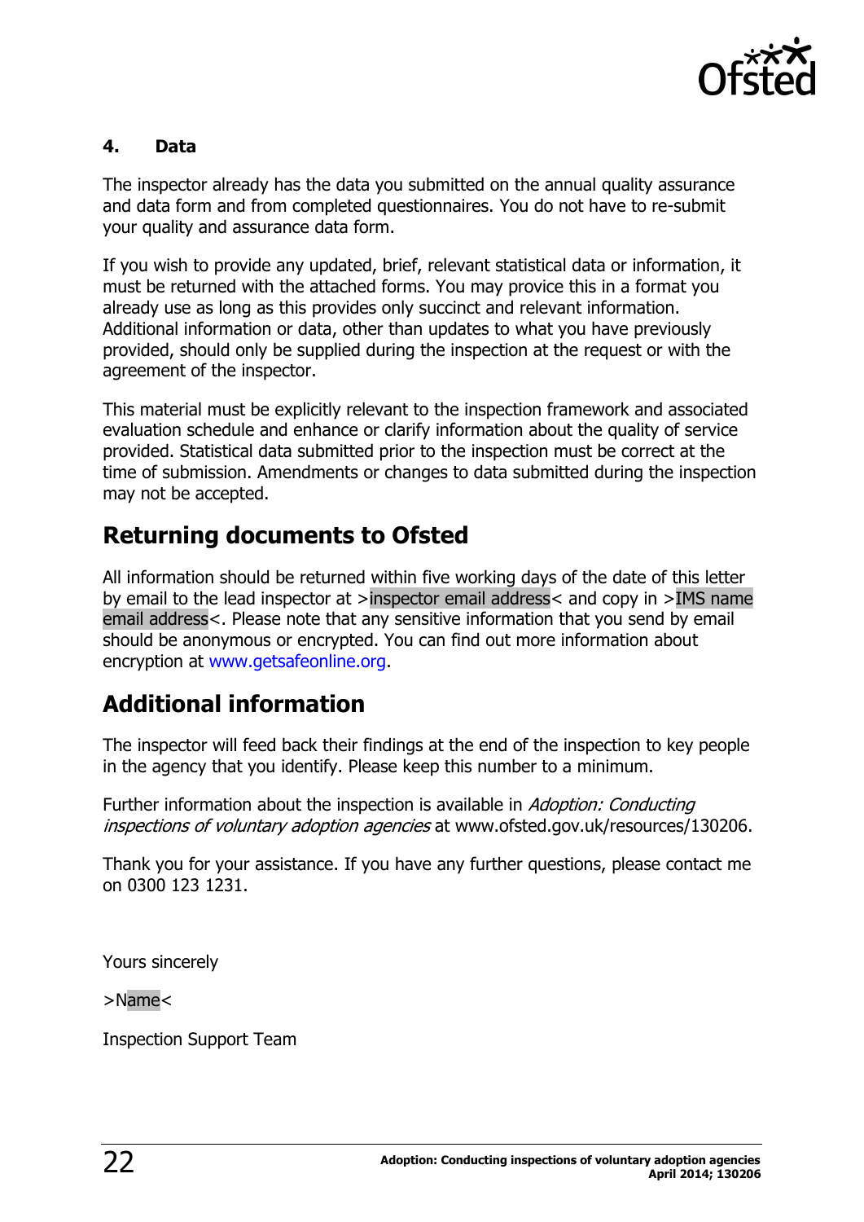**4. Data**

The inspector already has the data you submitted on the annual quality assurance and data form and from completed questionnaires. You do not have to re-submit your quality and assurance data form.

If you wish to provide any updated, brief, relevant statistical data or information, it must be returned with the attached forms. You may provice this in a format you already use as long as this provides only succinct and relevant information. Additional information or data, other than updates to what you have previously provided, should only be supplied during the inspection at the request or with the agreement of the inspector.

This material must be explicitly relevant to the inspection framework and associated evaluation schedule and enhance or clarify information about the quality of service provided. Statistical data submitted prior to the inspection must be correct at the time of submission. Amendments or changes to data submitted during the inspection may not be accepted.

## Returning documents to Ofsted

All information should be returned within five working days of the date of this letter by email to the lead inspector at >inspector email address< and copy in >IMS name email address<. Please note that any sensitive information that you send by email should be anonymous or encrypted. You can find out more information about encryption at www.getsafeonline.org.

## Additional information

The inspector will feed back their findings at the end of the inspection to key people in the agency that you identify. Please keep this number to a minimum.

Further information about the inspection is available in *Adoption: Conducting inspections of voluntary adoption agencies* at www.ofsted.gov.uk/resources/130206.

Thank you for your assistance. If you have any further questions, please contact me on 0300 123 1231.

Yours sincerely

>Name<

Inspection Support Team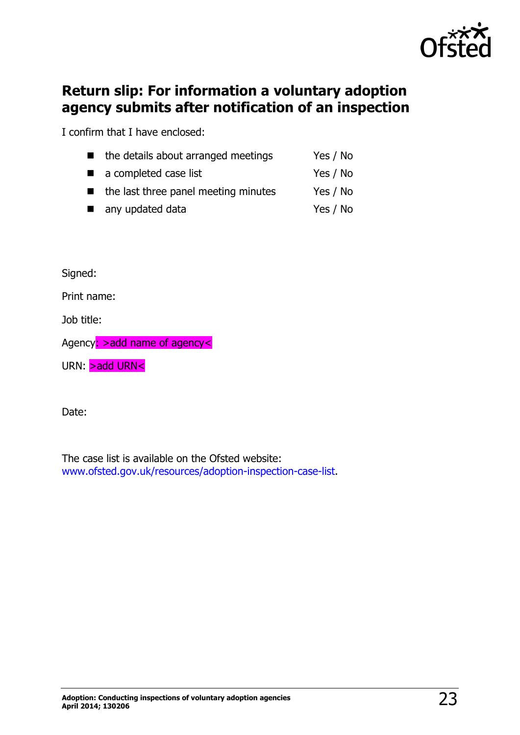## Return slip: For information a voluntary adoption agency submits after notification of an inspection

I confirm that I have enclosed:

- the details about arranged meetings Yes / No
- a completed case list Yes / No
- the last three panel meeting minutes Yes / No
- any updated data Yes / No

Signed:

Print name:

Job title:

Agency: >add name of agency<

URN: >add URN<

Date:

The case list is available on the Ofsted website: www.ofsted.gov.uk/resources/adoption-inspection-case-list.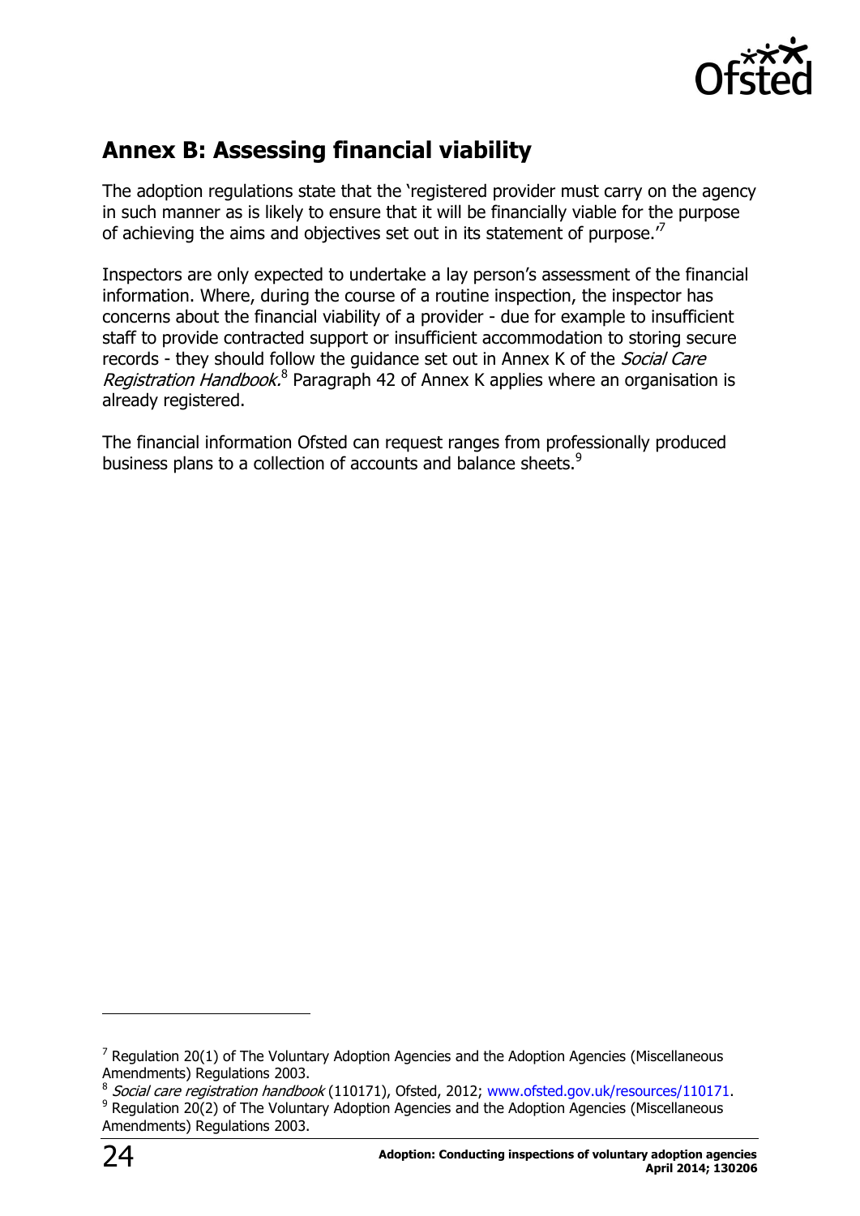## Annex B: Assessing financial viability

The adoption regulations state that the 'registered provider must carry on the agency in such manner as is likely to ensure that it will be financially viable for the purpose of achieving the aims and objectives set out in its statement of purpose.'[7]

Inspectors are only expected to undertake a lay person's assessment of the financial information. Where, during the course of a routine inspection, the inspector has concerns about the financial viability of a provider - due for example to insufficient staff to provide contracted support or insufficient accommodation to storing secure records - they should follow the guidance set out in Annex K of the *Social Care Registration Handbook.*[8] Paragraph 42 of Annex K applies where an organisation is already registered.

The financial information Ofsted can request ranges from professionally produced business plans to a collection of accounts and balance sheets.[9]

---

[7] Regulation 20(1) of The Voluntary Adoption Agencies and the Adoption Agencies (Miscellaneous Amendments) Regulations 2003.

[8] *Social care registration handbook* (110171), Ofsted, 2012; www.ofsted.gov.uk/resources/110171.

[9] Regulation 20(2) of The Voluntary Adoption Agencies and the Adoption Agencies (Miscellaneous Amendments) Regulations 2003.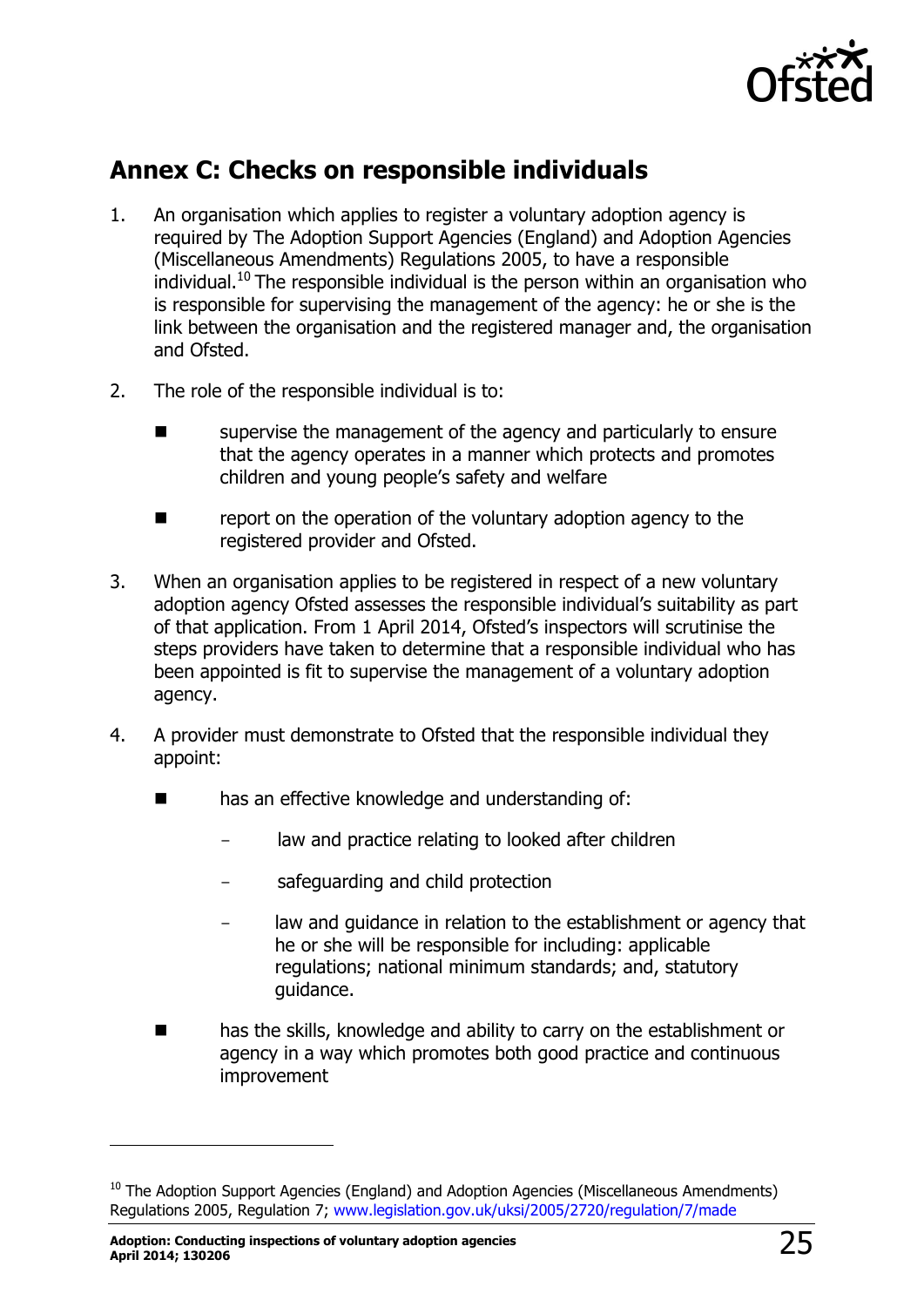## Annex C: Checks on responsible individuals

1. An organisation which applies to register a voluntary adoption agency is required by The Adoption Support Agencies (England) and Adoption Agencies (Miscellaneous Amendments) Regulations 2005, to have a responsible individual.[10] The responsible individual is the person within an organisation who is responsible for supervising the management of the agency: he or she is the link between the organisation and the registered manager and, the organisation and Ofsted.

2. The role of the responsible individual is to:

   - supervise the management of the agency and particularly to ensure that the agency operates in a manner which protects and promotes children and young people's safety and welfare
   - report on the operation of the voluntary adoption agency to the registered provider and Ofsted.

3. When an organisation applies to be registered in respect of a new voluntary adoption agency Ofsted assesses the responsible individual's suitability as part of that application. From 1 April 2014, Ofsted's inspectors will scrutinise the steps providers have taken to determine that a responsible individual who has been appointed is fit to supervise the management of a voluntary adoption agency.

4. A provider must demonstrate to Ofsted that the responsible individual they appoint:

   - has an effective knowledge and understanding of:
     - law and practice relating to looked after children
     - safeguarding and child protection
     - law and guidance in relation to the establishment or agency that he or she will be responsible for including: applicable regulations; national minimum standards; and, statutory guidance.
   - has the skills, knowledge and ability to carry on the establishment or agency in a way which promotes both good practice and continuous improvement

---

[10] The Adoption Support Agencies (England) and Adoption Agencies (Miscellaneous Amendments) Regulations 2005, Regulation 7; www.legislation.gov.uk/uksi/2005/2720/regulation/7/made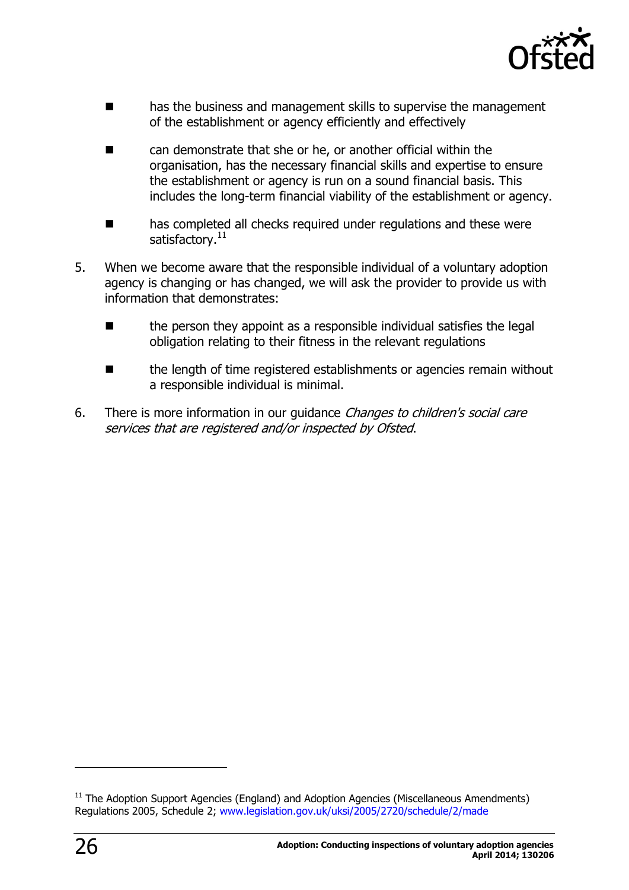- has the business and management skills to supervise the management of the establishment or agency efficiently and effectively
- can demonstrate that she or he, or another official within the organisation, has the necessary financial skills and expertise to ensure the establishment or agency is run on a sound financial basis. This includes the long-term financial viability of the establishment or agency.
- has completed all checks required under regulations and these were satisfactory.[11]

5. When we become aware that the responsible individual of a voluntary adoption agency is changing or has changed, we will ask the provider to provide us with information that demonstrates:
   - the person they appoint as a responsible individual satisfies the legal obligation relating to their fitness in the relevant regulations
   - the length of time registered establishments or agencies remain without a responsible individual is minimal.
6. There is more information in our guidance *Changes to children's social care services that are registered and/or inspected by Ofsted*.

[11] The Adoption Support Agencies (England) and Adoption Agencies (Miscellaneous Amendments) Regulations 2005, Schedule 2; www.legislation.gov.uk/uksi/2005/2720/schedule/2/made